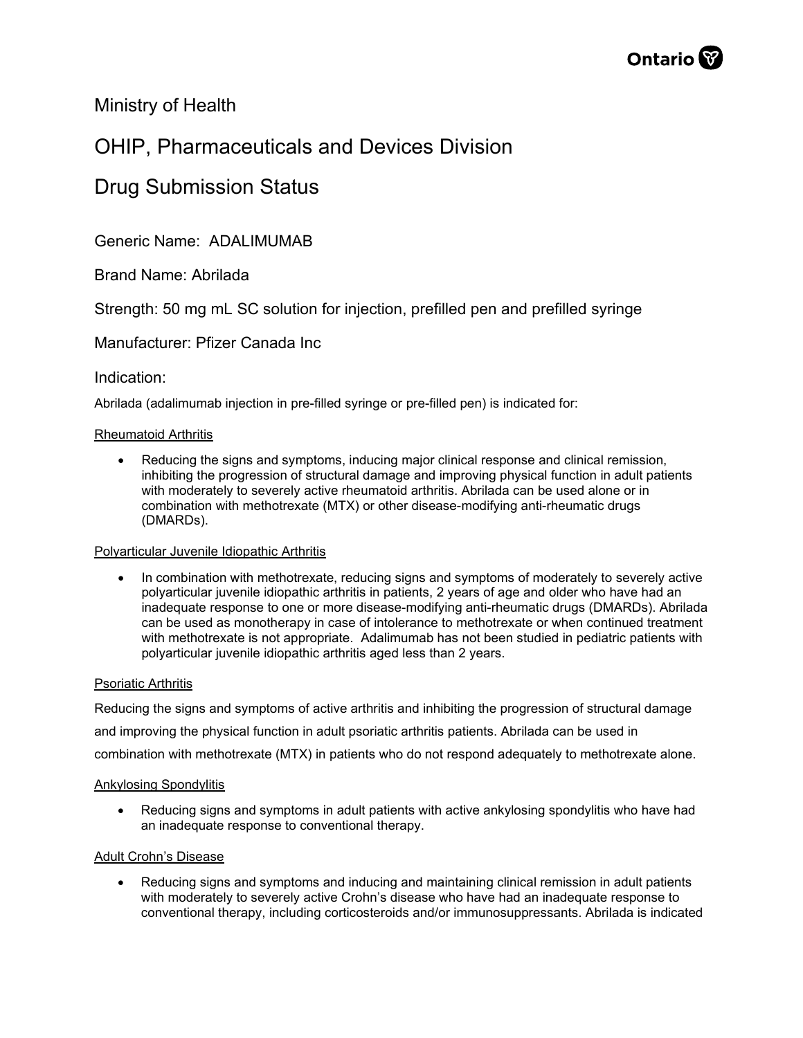Ministry of Health

# OHIP, Pharmaceuticals and Devices Division

# Drug Submission Status

Generic Name: ADALIMUMAB

Brand Name: Abrilada

Strength: 50 mg mL SC solution for injection, prefilled pen and prefilled syringe

Manufacturer: Pfizer Canada Inc

## Indication:

Abrilada (adalimumab injection in pre-filled syringe or pre-filled pen) is indicated for:

Rheumatoid Arthritis

- Reducing the signs and symptoms, inducing major clinical response and clinical remission, inhibiting the progression of structural damage and improving physical function in adult patients with moderately to severely active rheumatoid arthritis. Abrilada can be used alone or in combination with methotrexate (MTX) or other disease-modifying anti-rheumatic drugs (DMARDs).

Polyarticular Juvenile Idiopathic Arthritis

- In combination with methotrexate, reducing signs and symptoms of moderately to severely active polyarticular juvenile idiopathic arthritis in patients, 2 years of age and older who have had an inadequate response to one or more disease-modifying anti-rheumatic drugs (DMARDs). Abrilada can be used as monotherapy in case of intolerance to methotrexate or when continued treatment with methotrexate is not appropriate. Adalimumab has not been studied in pediatric patients with polyarticular juvenile idiopathic arthritis aged less than 2 years.

Psoriatic Arthritis

Reducing the signs and symptoms of active arthritis and inhibiting the progression of structural damage and improving the physical function in adult psoriatic arthritis patients. Abrilada can be used in combination with methotrexate (MTX) in patients who do not respond adequately to methotrexate alone.

Ankylosing Spondylitis

- Reducing signs and symptoms in adult patients with active ankylosing spondylitis who have had an inadequate response to conventional therapy.

Adult Crohn's Disease

- Reducing signs and symptoms and inducing and maintaining clinical remission in adult patients with moderately to severely active Crohn's disease who have had an inadequate response to conventional therapy, including corticosteroids and/or immunosuppressants. Abrilada is indicated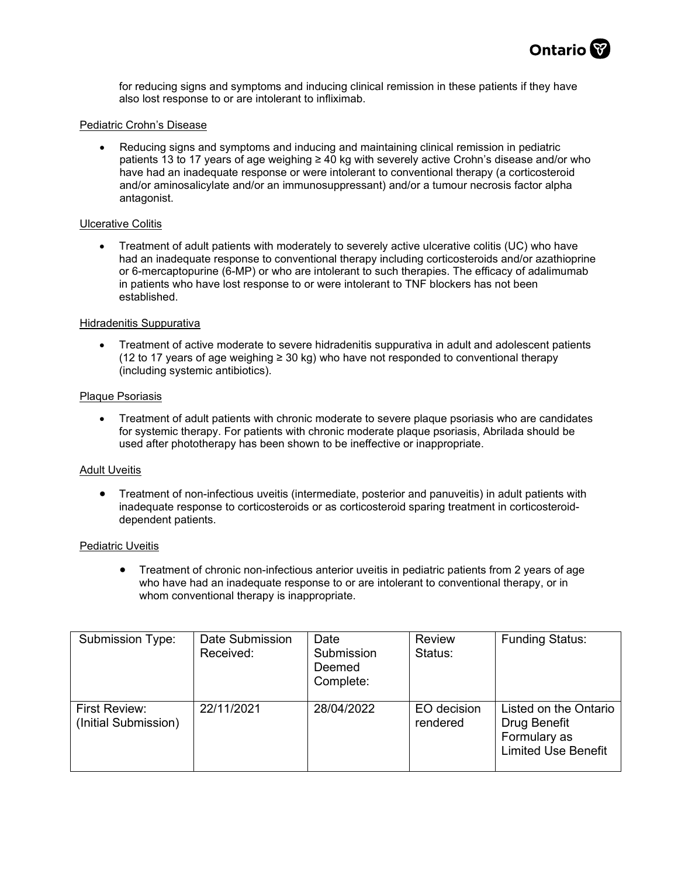for reducing signs and symptoms and inducing clinical remission in these patients if they have also lost response to or are intolerant to infliximab.

Pediatric Crohn's Disease

- Reducing signs and symptoms and inducing and maintaining clinical remission in pediatric patients 13 to 17 years of age weighing ≥ 40 kg with severely active Crohn's disease and/or who have had an inadequate response or were intolerant to conventional therapy (a corticosteroid and/or aminosalicylate and/or an immunosuppressant) and/or a tumour necrosis factor alpha antagonist.

Ulcerative Colitis

- Treatment of adult patients with moderately to severely active ulcerative colitis (UC) who have had an inadequate response to conventional therapy including corticosteroids and/or azathioprine or 6-mercaptopurine (6-MP) or who are intolerant to such therapies. The efficacy of adalimumab in patients who have lost response to or were intolerant to TNF blockers has not been established.

Hidradenitis Suppurativa

- Treatment of active moderate to severe hidradenitis suppurativa in adult and adolescent patients (12 to 17 years of age weighing ≥ 30 kg) who have not responded to conventional therapy (including systemic antibiotics).

Plaque Psoriasis

- Treatment of adult patients with chronic moderate to severe plaque psoriasis who are candidates for systemic therapy. For patients with chronic moderate plaque psoriasis, Abrilada should be used after phototherapy has been shown to be ineffective or inappropriate.

Adult Uveitis

- Treatment of non-infectious uveitis (intermediate, posterior and panuveitis) in adult patients with inadequate response to corticosteroids or as corticosteroid sparing treatment in corticosteroid-dependent patients.

Pediatric Uveitis

- Treatment of chronic non-infectious anterior uveitis in pediatric patients from 2 years of age who have had an inadequate response to or are intolerant to conventional therapy, or in whom conventional therapy is inappropriate.

| Submission Type: | Date Submission Received: | Date Submission Deemed Complete: | Review Status: | Funding Status: |
|---|---|---|---|---|
| First Review: (Initial Submission) | 22/11/2021 | 28/04/2022 | EO decision rendered | Listed on the Ontario Drug Benefit Formulary as Limited Use Benefit |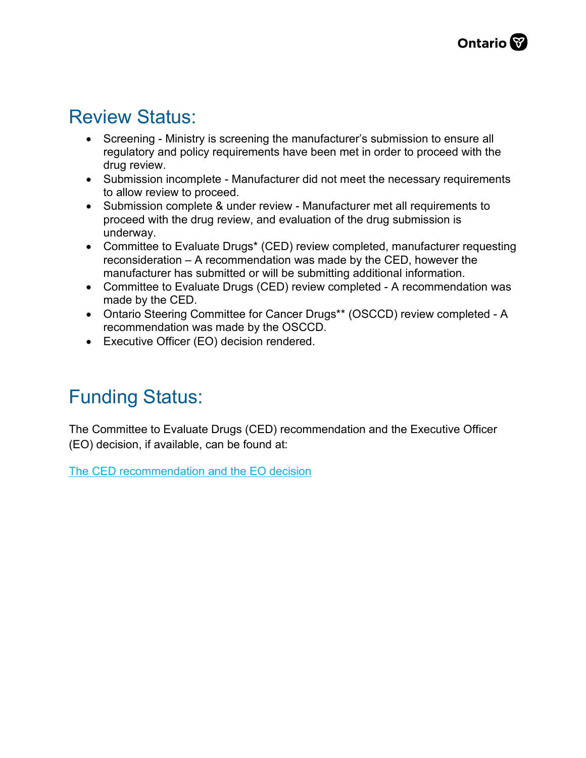## Review Status:

- Screening - Ministry is screening the manufacturer's submission to ensure all regulatory and policy requirements have been met in order to proceed with the drug review.
- Submission incomplete - Manufacturer did not meet the necessary requirements to allow review to proceed.
- Submission complete & under review - Manufacturer met all requirements to proceed with the drug review, and evaluation of the drug submission is underway.
- Committee to Evaluate Drugs* (CED) review completed, manufacturer requesting reconsideration – A recommendation was made by the CED, however the manufacturer has submitted or will be submitting additional information.
- Committee to Evaluate Drugs (CED) review completed - A recommendation was made by the CED.
- Ontario Steering Committee for Cancer Drugs** (OSCCD) review completed - A recommendation was made by the OSCCD.
- Executive Officer (EO) decision rendered.

## Funding Status:

The Committee to Evaluate Drugs (CED) recommendation and the Executive Officer (EO) decision, if available, can be found at:

The CED recommendation and the EO decision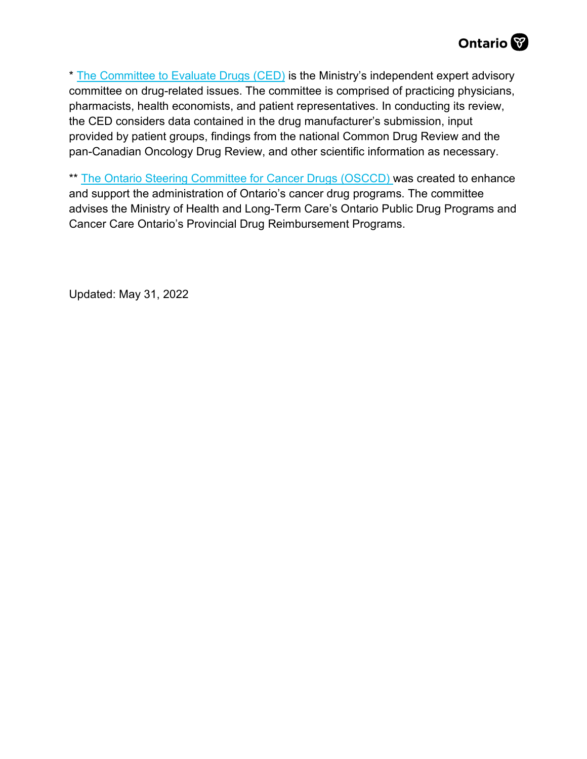* The Committee to Evaluate Drugs (CED) is the Ministry's independent expert advisory committee on drug-related issues. The committee is comprised of practicing physicians, pharmacists, health economists, and patient representatives. In conducting its review, the CED considers data contained in the drug manufacturer's submission, input provided by patient groups, findings from the national Common Drug Review and the pan-Canadian Oncology Drug Review, and other scientific information as necessary.

** The Ontario Steering Committee for Cancer Drugs (OSCCD) was created to enhance and support the administration of Ontario's cancer drug programs. The committee advises the Ministry of Health and Long-Term Care's Ontario Public Drug Programs and Cancer Care Ontario's Provincial Drug Reimbursement Programs.

Updated: May 31, 2022